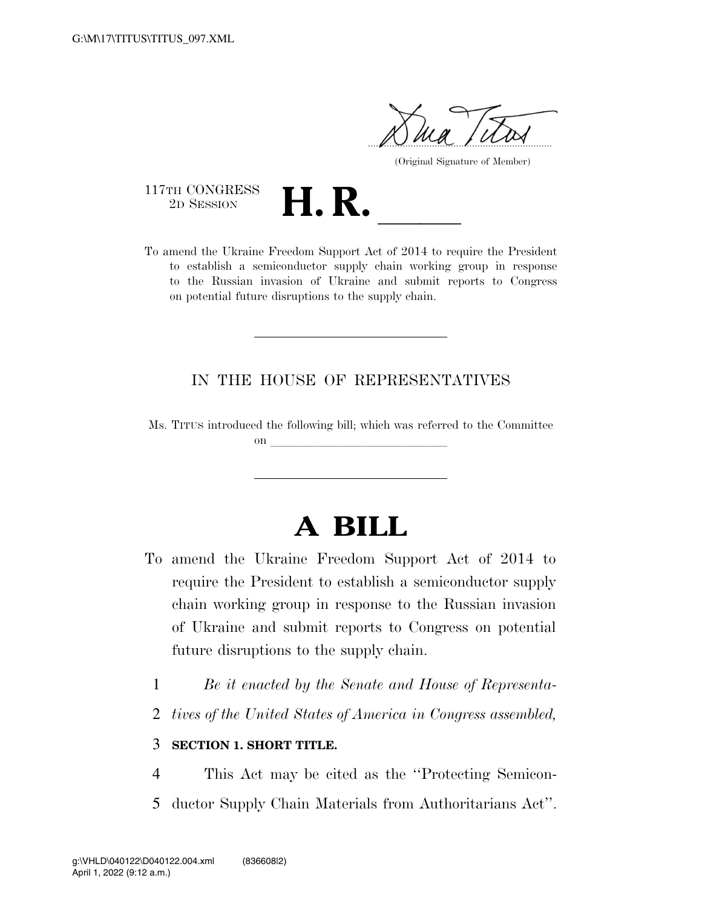(Original Signature of Member)

117TH CONGRESS
2D SESSION

# H. R. \_\_\_\_\_\_

To amend the Ukraine Freedom Support Act of 2014 to require the President to establish a semiconductor supply chain working group in response to the Russian invasion of Ukraine and submit reports to Congress on potential future disruptions to the supply chain.

---

IN THE HOUSE OF REPRESENTATIVES

Ms. TITUS introduced the following bill; which was referred to the Committee on \_\_\_\_\_\_\_\_\_\_\_\_\_\_\_\_\_\_\_\_\_\_\_\_\_\_\_\_

---

# A BILL

To amend the Ukraine Freedom Support Act of 2014 to require the President to establish a semiconductor supply chain working group in response to the Russian invasion of Ukraine and submit reports to Congress on potential future disruptions to the supply chain.

1 *Be it enacted by the Senate and House of Representa-*
2 *tives of the United States of America in Congress assembled,*

3 **SECTION 1. SHORT TITLE.**

4 This Act may be cited as the "Protecting Semicon-
5 ductor Supply Chain Materials from Authoritarians Act".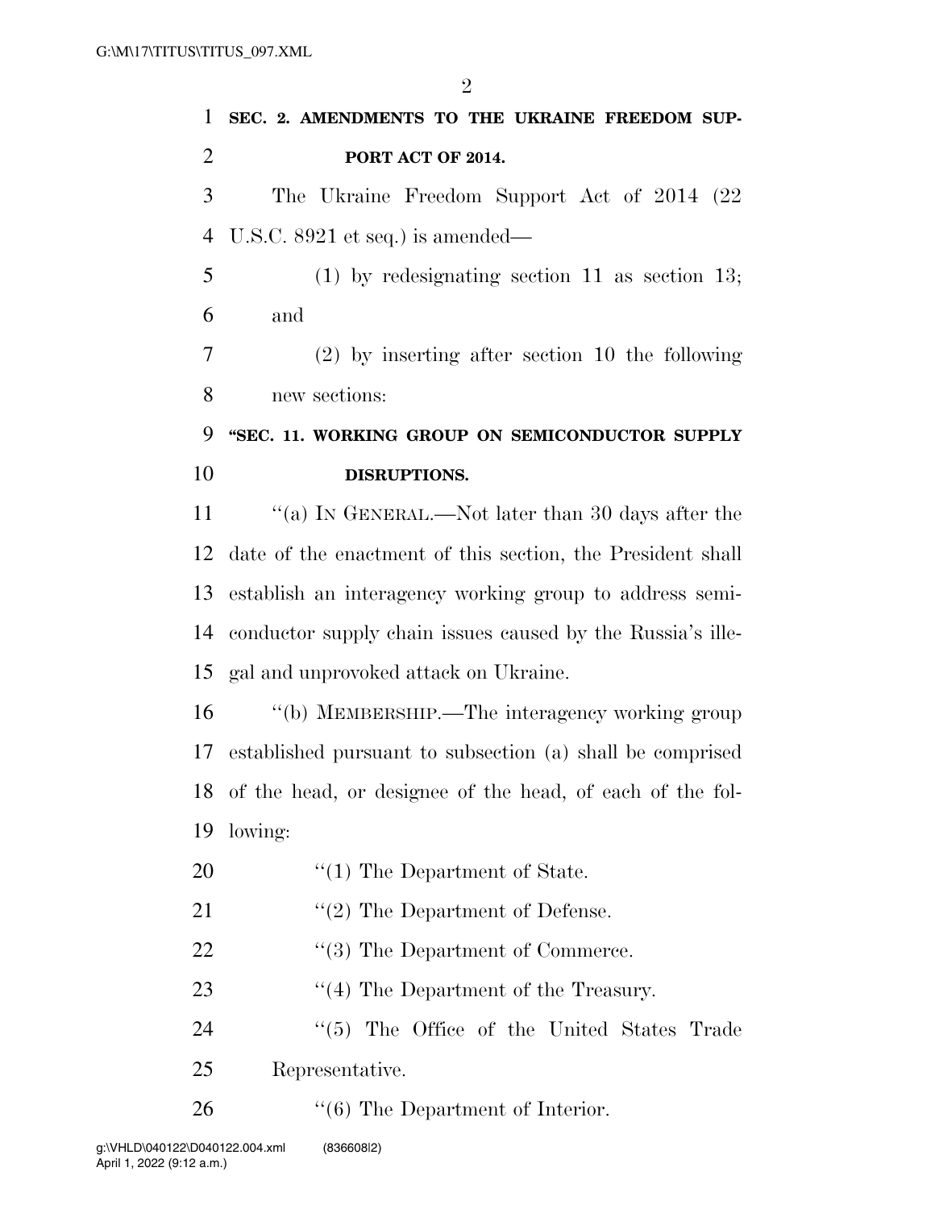**SEC. 2. AMENDMENTS TO THE UKRAINE FREEDOM SUPPORT ACT OF 2014.**

The Ukraine Freedom Support Act of 2014 (22 U.S.C. 8921 et seq.) is amended—

(1) by redesignating section 11 as section 13; and

(2) by inserting after section 10 the following new sections:

**"SEC. 11. WORKING GROUP ON SEMICONDUCTOR SUPPLY DISRUPTIONS.**

"(a) IN GENERAL.—Not later than 30 days after the date of the enactment of this section, the President shall establish an interagency working group to address semiconductor supply chain issues caused by the Russia's illegal and unprovoked attack on Ukraine.

"(b) MEMBERSHIP.—The interagency working group established pursuant to subsection (a) shall be comprised of the head, or designee of the head, of each of the following:

"(1) The Department of State.

"(2) The Department of Defense.

"(3) The Department of Commerce.

"(4) The Department of the Treasury.

"(5) The Office of the United States Trade Representative.

"(6) The Department of Interior.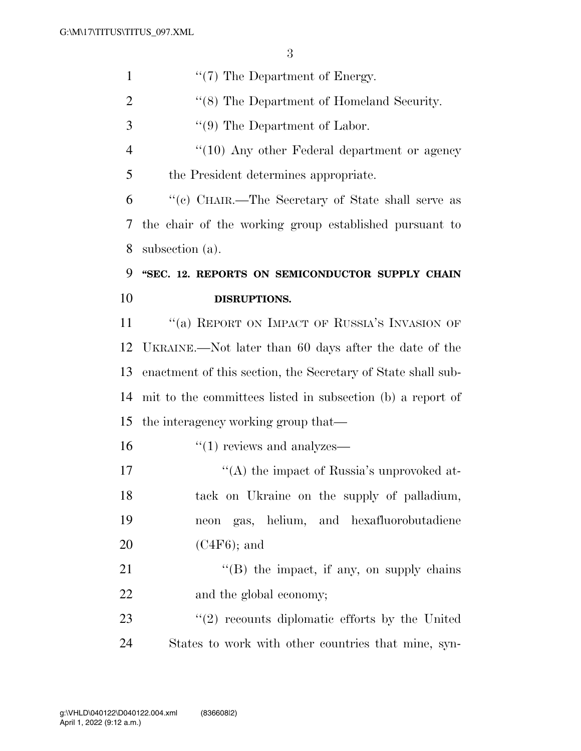"(7) The Department of Energy.

"(8) The Department of Homeland Security.

"(9) The Department of Labor.

"(10) Any other Federal department or agency the President determines appropriate.

"(c) CHAIR.—The Secretary of State shall serve as the chair of the working group established pursuant to subsection (a).

**"SEC. 12. REPORTS ON SEMICONDUCTOR SUPPLY CHAIN DISRUPTIONS.**

"(a) REPORT ON IMPACT OF RUSSIA'S INVASION OF UKRAINE.—Not later than 60 days after the date of the enactment of this section, the Secretary of State shall submit to the committees listed in subsection (b) a report of the interagency working group that—

"(1) reviews and analyzes—

"(A) the impact of Russia's unprovoked attack on Ukraine on the supply of palladium, neon gas, helium, and hexafluorobutadiene ($C_4F_6$); and

"(B) the impact, if any, on supply chains and the global economy;

"(2) recounts diplomatic efforts by the United States to work with other countries that mine, syn-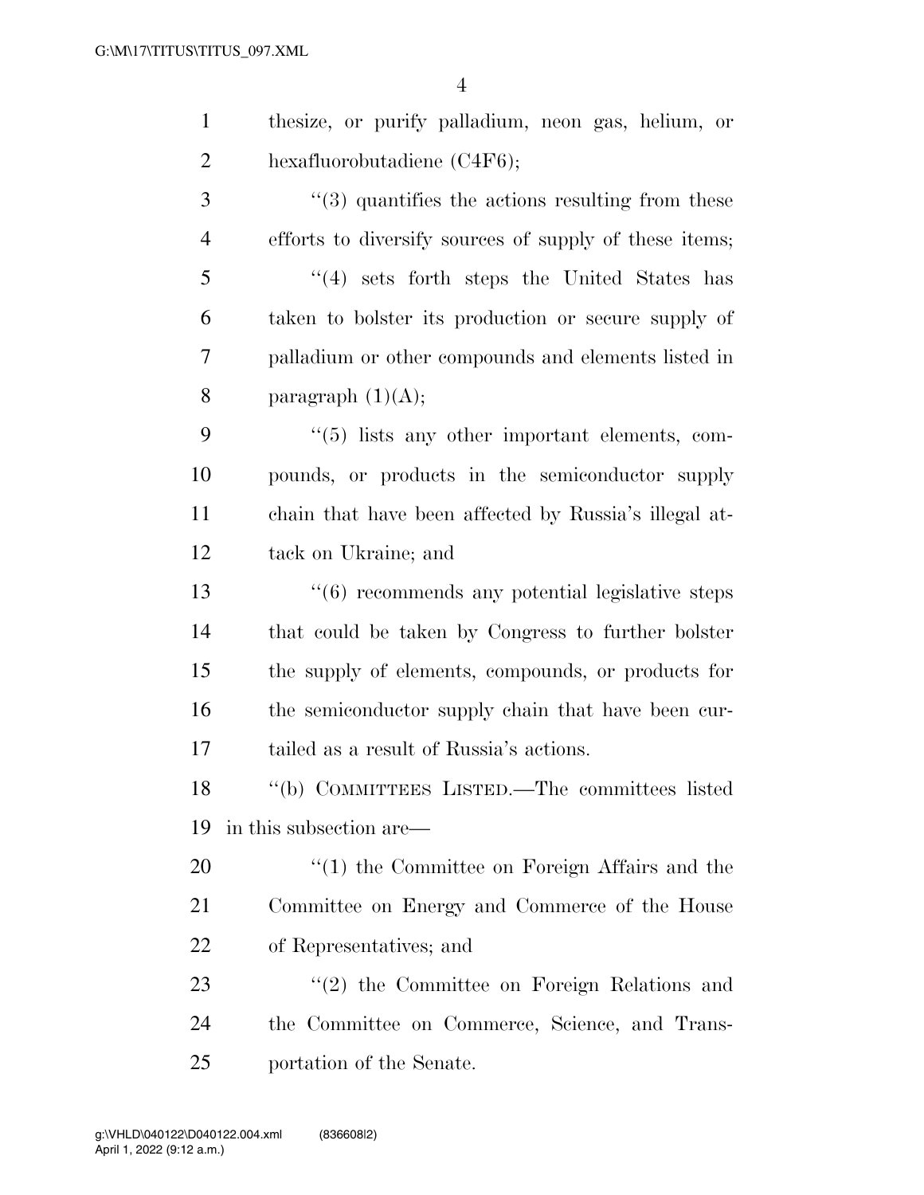thesize, or purify palladium, neon gas, helium, or hexafluorobutadiene (C4F6);

“(3) quantifies the actions resulting from these efforts to diversify sources of supply of these items;

“(4) sets forth steps the United States has taken to bolster its production or secure supply of palladium or other compounds and elements listed in paragraph (1)(A);

“(5) lists any other important elements, compounds, or products in the semiconductor supply chain that have been affected by Russia’s illegal attack on Ukraine; and

“(6) recommends any potential legislative steps that could be taken by Congress to further bolster the supply of elements, compounds, or products for the semiconductor supply chain that have been curtailed as a result of Russia’s actions.

“(b) COMMITTEES LISTED.—The committees listed in this subsection are—

“(1) the Committee on Foreign Affairs and the Committee on Energy and Commerce of the House of Representatives; and

“(2) the Committee on Foreign Relations and the Committee on Commerce, Science, and Transportation of the Senate.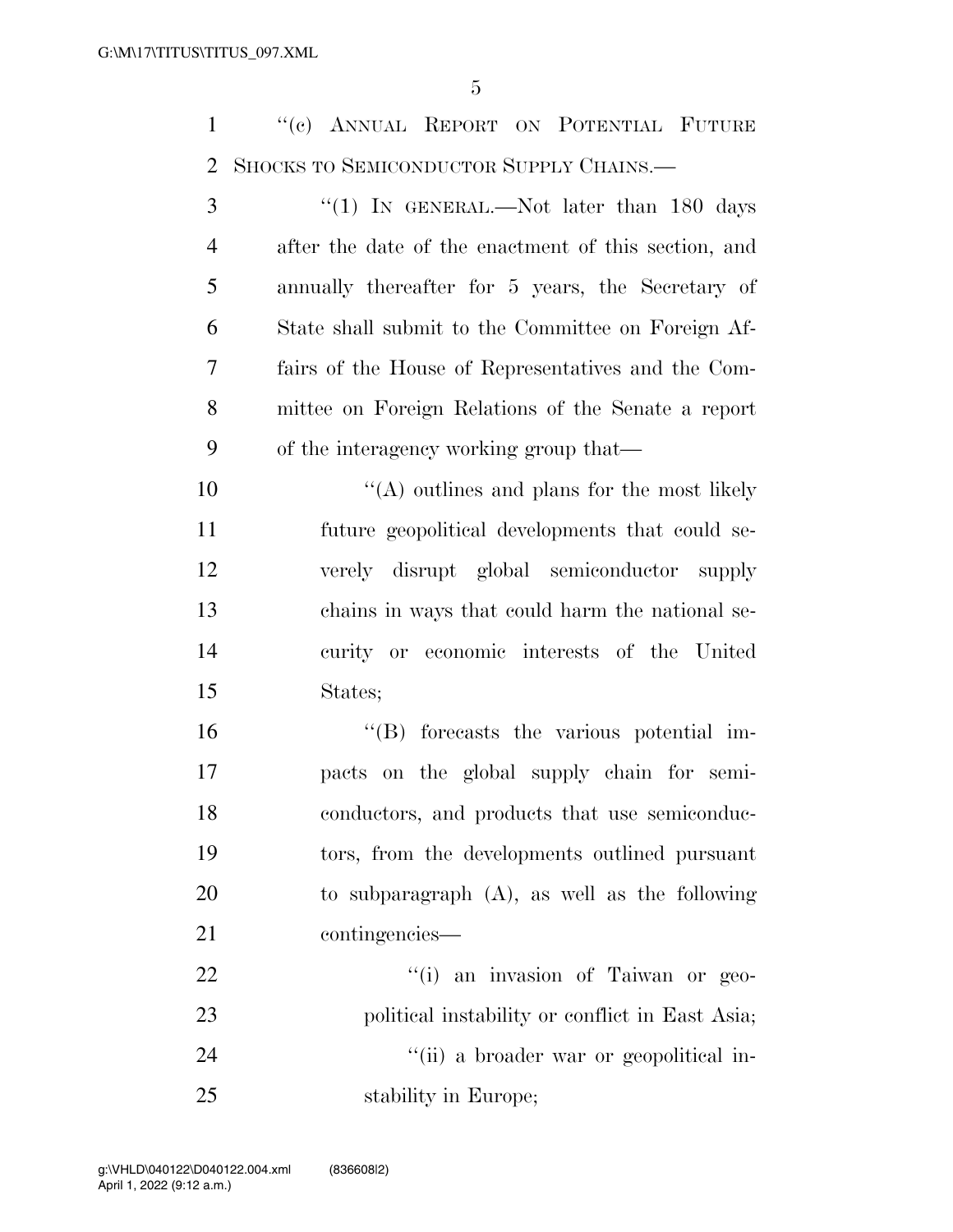"(c) ANNUAL REPORT ON POTENTIAL FUTURE SHOCKS TO SEMICONDUCTOR SUPPLY CHAINS.—

"(1) IN GENERAL.—Not later than 180 days after the date of the enactment of this section, and annually thereafter for 5 years, the Secretary of State shall submit to the Committee on Foreign Affairs of the House of Representatives and the Committee on Foreign Relations of the Senate a report of the interagency working group that—

"(A) outlines and plans for the most likely future geopolitical developments that could severely disrupt global semiconductor supply chains in ways that could harm the national security or economic interests of the United States;

"(B) forecasts the various potential impacts on the global supply chain for semiconductors, and products that use semiconductors, from the developments outlined pursuant to subparagraph (A), as well as the following contingencies—

"(i) an invasion of Taiwan or geopolitical instability or conflict in East Asia;

"(ii) a broader war or geopolitical instability in Europe;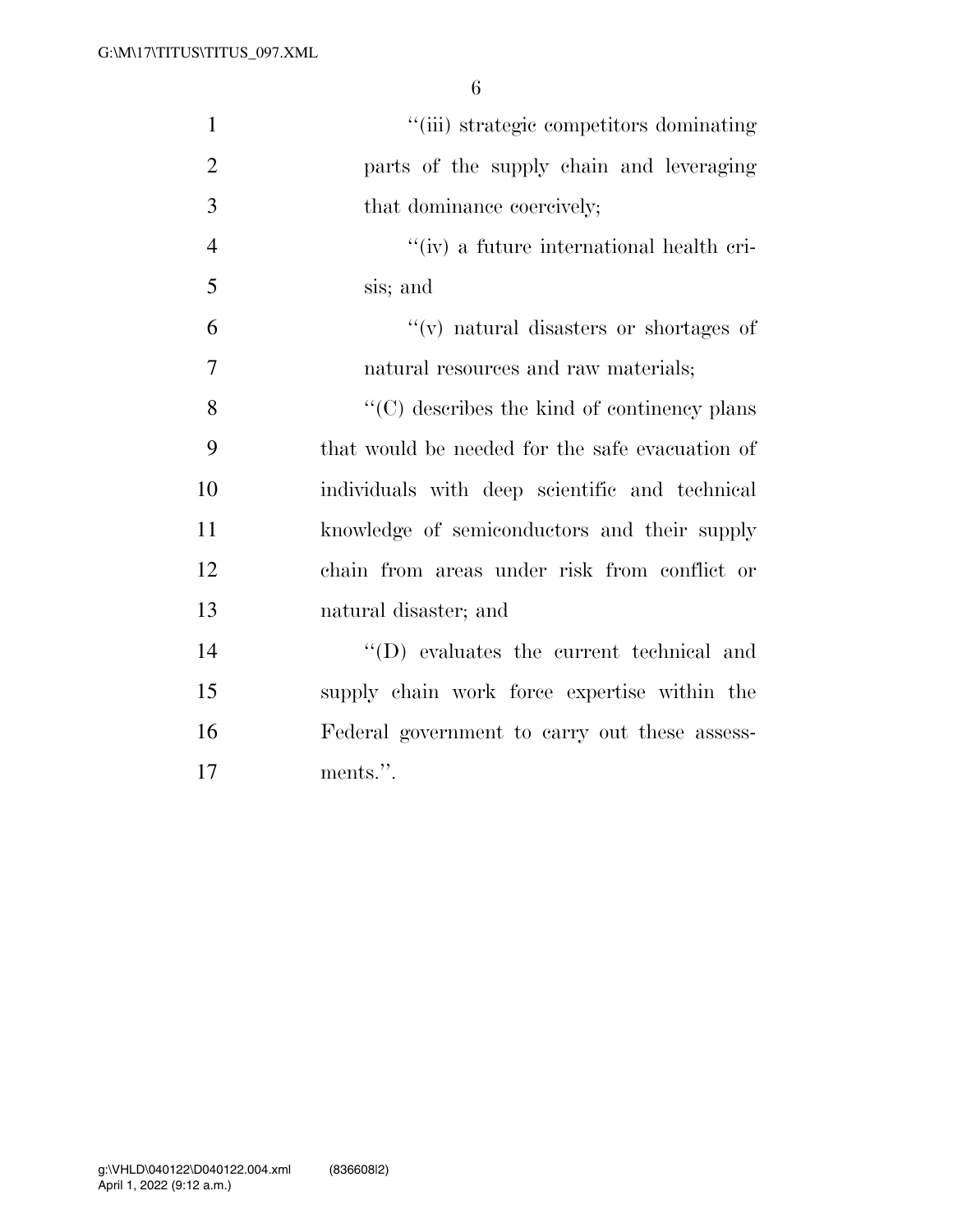''(iii) strategic competitors dominating parts of the supply chain and leveraging that dominance coercively;

''(iv) a future international health crisis; and

''(v) natural disasters or shortages of natural resources and raw materials;

''(C) describes the kind of continency plans that would be needed for the safe evacuation of individuals with deep scientific and technical knowledge of semiconductors and their supply chain from areas under risk from conflict or natural disaster; and

''(D) evaluates the current technical and supply chain work force expertise within the Federal government to carry out these assessments.''.